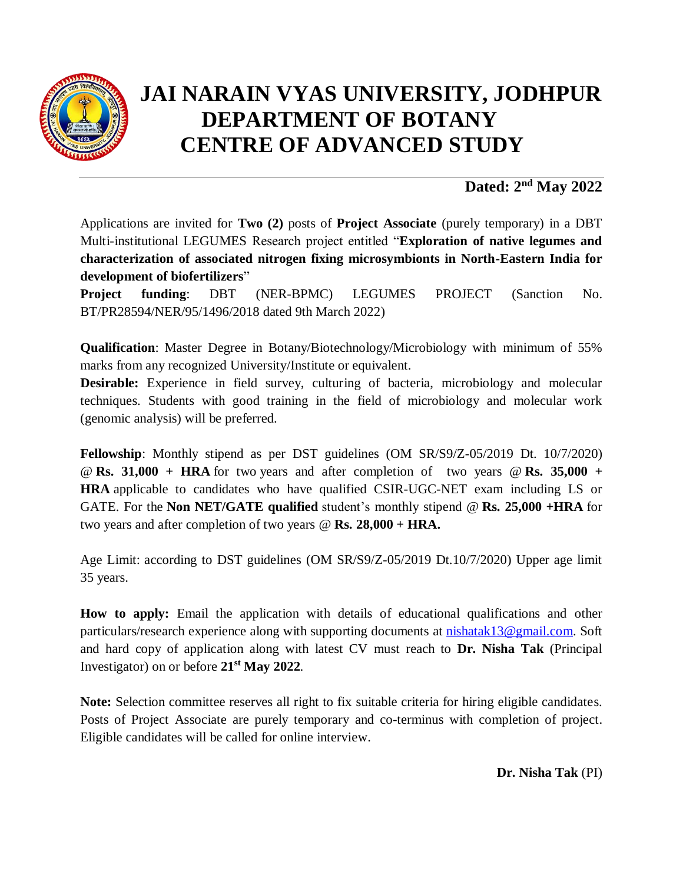# JAI NARAIN VYAS UNIVERSITY, JODHPUR
## DEPARTMENT OF BOTANY
## CENTRE OF ADVANCED STUDY

**Dated: 2nd May 2022**

Applications are invited for **Two (2)** posts of **Project Associate** (purely temporary) in a DBT Multi-institutional LEGUMES Research project entitled "**Exploration of native legumes and characterization of associated nitrogen fixing microsymbionts in North-Eastern India for development of biofertilizers**"

**Project funding**: DBT (NER-BPMC) LEGUMES PROJECT (Sanction No. BT/PR28594/NER/95/1496/2018 dated 9th March 2022)

**Qualification**: Master Degree in Botany/Biotechnology/Microbiology with minimum of 55% marks from any recognized University/Institute or equivalent.

**Desirable:** Experience in field survey, culturing of bacteria, microbiology and molecular techniques. Students with good training in the field of microbiology and molecular work (genomic analysis) will be preferred.

**Fellowship**: Monthly stipend as per DST guidelines (OM SR/S9/Z-05/2019 Dt. 10/7/2020) @ **Rs. 31,000 + HRA** for two years and after completion of two years @ **Rs. 35,000 + HRA** applicable to candidates who have qualified CSIR-UGC-NET exam including LS or GATE. For the **Non NET/GATE qualified** student's monthly stipend @ **Rs. 25,000 +HRA** for two years and after completion of two years @ **Rs. 28,000 + HRA.**

Age Limit: according to DST guidelines (OM SR/S9/Z-05/2019 Dt.10/7/2020) Upper age limit 35 years.

**How to apply:** Email the application with details of educational qualifications and other particulars/research experience along with supporting documents at nishatak13@gmail.com. Soft and hard copy of application along with latest CV must reach to **Dr. Nisha Tak** (Principal Investigator) on or before **21st May 2022**.

**Note:** Selection committee reserves all right to fix suitable criteria for hiring eligible candidates. Posts of Project Associate are purely temporary and co-terminus with completion of project. Eligible candidates will be called for online interview.

**Dr. Nisha Tak** (PI)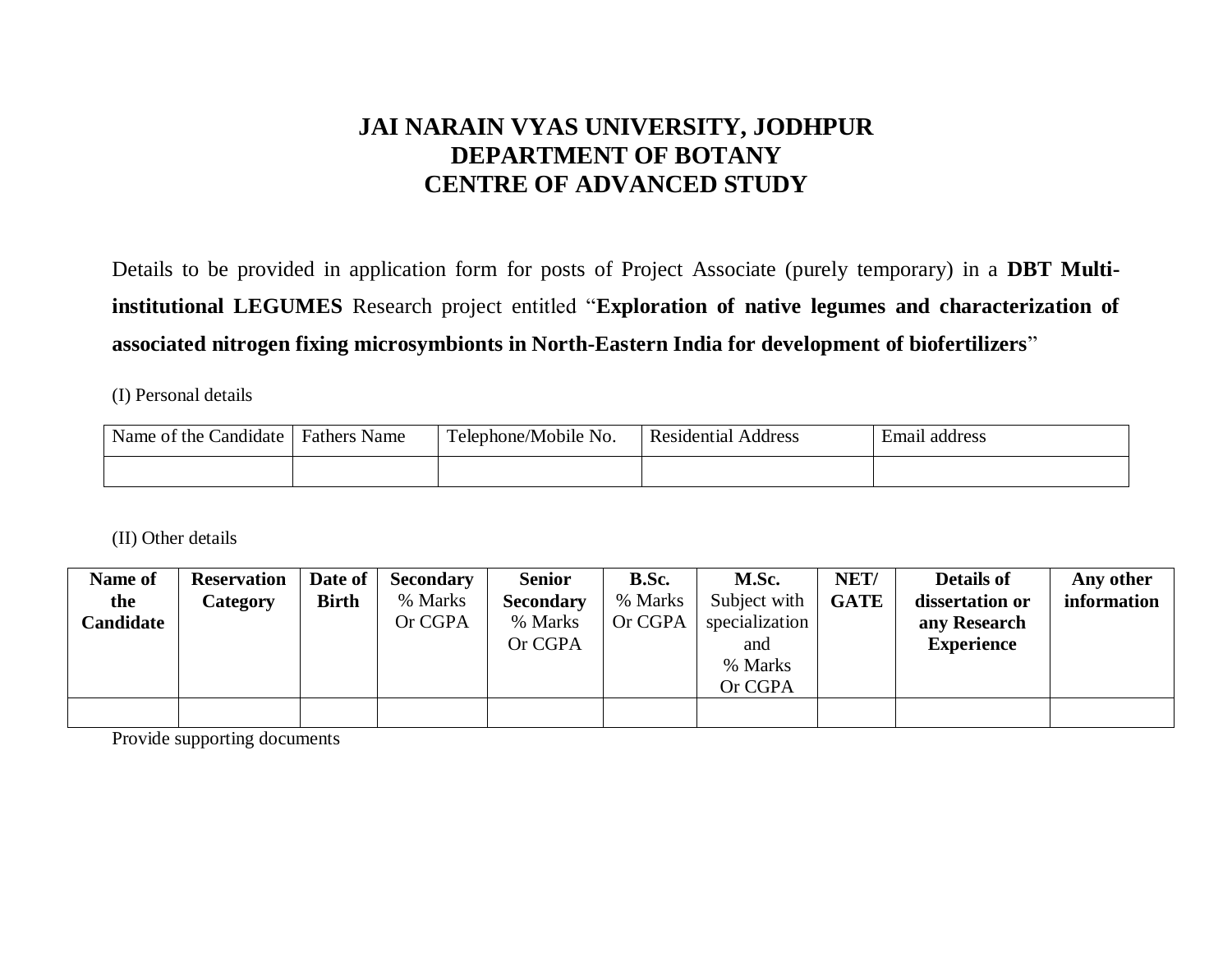# JAI NARAIN VYAS UNIVERSITY, JODHPUR
## DEPARTMENT OF BOTANY
## CENTRE OF ADVANCED STUDY

Details to be provided in application form for posts of Project Associate (purely temporary) in a **DBT Multi-institutional LEGUMES** Research project entitled "**Exploration of native legumes and characterization of associated nitrogen fixing microsymbionts in North-Eastern India for development of biofertilizers**"

(I) Personal details

| Name of the Candidate | Fathers Name | Telephone/Mobile No. | Residential Address | Email address |
|---|---|---|---|---|
| | | | | |

(II) Other details

| **Name of the Candidate** | **Reservation Category** | **Date of Birth** | **Secondary** % Marks Or CGPA | **Senior Secondary** % Marks Or CGPA | **B.Sc.** % Marks Or CGPA | **M.Sc.** Subject with specialization and % Marks Or CGPA | **NET/ GATE** | **Details of dissertation or any Research Experience** | **Any other information** |
|---|---|---|---|---|---|---|---|---|---|
| | | | | | | | | | |

Provide supporting documents